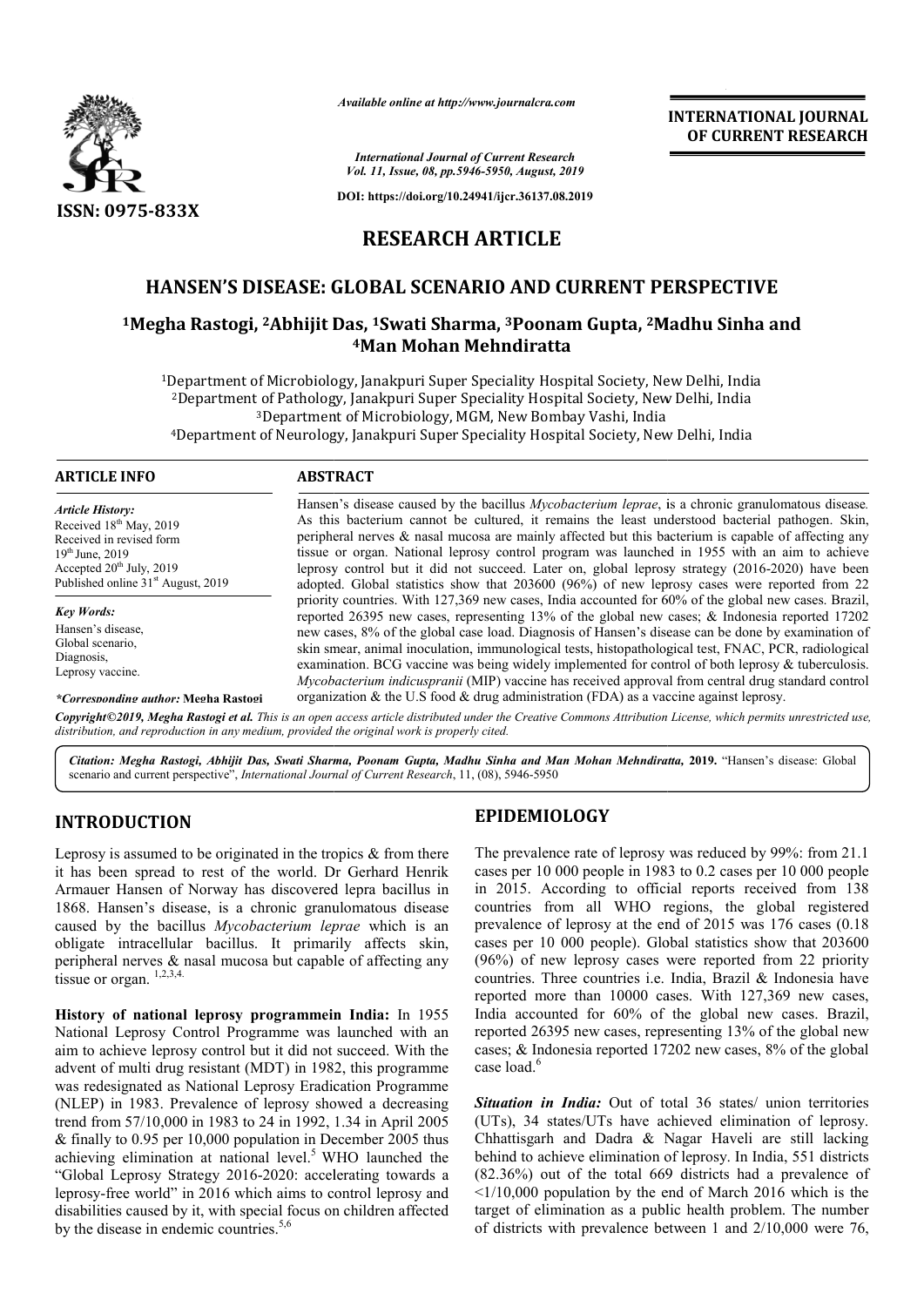*Available online at http://www.journalcra.com*

*International Journal of Current Research*
*Vol. 11, Issue, 08, pp.5946-5950, August, 2019*

**DOI: https://doi.org/10.24941/ijcr.36137.08.2019**

**INTERNATIONAL JOURNAL OF CURRENT RESEARCH**

**ISSN: 0975-833X**

# RESEARCH ARTICLE

## HANSEN'S DISEASE: GLOBAL SCENARIO AND CURRENT PERSPECTIVE

**[1]Megha Rastogi, [2]Abhijit Das, [1]Swati Sharma, [3]Poonam Gupta, [2]Madhu Sinha and [4]Man Mohan Mehndiratta**

[1]Department of Microbiology, Janakpuri Super Speciality Hospital Society, New Delhi, India
[2]Department of Pathology, Janakpuri Super Speciality Hospital Society, New Delhi, India
[3]Department of Microbiology, MGM, New Bombay Vashi, India
[4]Department of Neurology, Janakpuri Super Speciality Hospital Society, New Delhi, India

**ARTICLE INFO**

*Article History:*
Received 18th May, 2019
Received in revised form
19th June, 2019
Accepted 20th July, 2019
Published online 31st August, 2019

*Key Words:*
Hansen's disease,
Global scenario,
Diagnosis,
Leprosy vaccine.

***Corresponding author:* Megha Rastogi**

**ABSTRACT**

Hansen's disease caused by the bacillus *Mycobacterium leprae*, is a chronic granulomatous disease. As this bacterium cannot be cultured, it remains the least understood bacterial pathogen. Skin, peripheral nerves & nasal mucosa are mainly affected but this bacterium is capable of affecting any tissue or organ. National leprosy control program was launched in 1955 with an aim to achieve leprosy control but it did not succeed. Later on, global leprosy strategy (2016-2020) have been adopted. Global statistics show that 203600 (96%) of new leprosy cases were reported from 22 priority countries. With 127,369 new cases, India accounted for 60% of the global new cases. Brazil, reported 26395 new cases, representing 13% of the global new cases; & Indonesia reported 17202 new cases, 8% of the global case load. Diagnosis of Hansen's disease can be done by examination of skin smear, animal inoculation, immunological tests, histopathological test, FNAC, PCR, radiological examination. BCG vaccine was being widely implemented for control of both leprosy & tuberculosis. *Mycobacterium indicuspranii* (MIP) vaccine has received approval from central drug standard control organization & the U.S food & drug administration (FDA) as a vaccine against leprosy.

*Copyright©2019, Megha Rastogi et al. This is an open access article distributed under the Creative Commons Attribution License, which permits unrestricted use, distribution, and reproduction in any medium, provided the original work is properly cited.*

*Citation: Megha Rastogi, Abhijit Das, Swati Sharma, Poonam Gupta, Madhu Sinha and Man Mohan Mehndiratta,* **2019.** "Hansen's disease: Global scenario and current perspective", *International Journal of Current Research*, 11, (08), 5946-5950

## INTRODUCTION

Leprosy is assumed to be originated in the tropics & from there it has been spread to rest of the world. Dr Gerhard Henrik Armauer Hansen of Norway has discovered lepra bacillus in 1868. Hansen's disease, is a chronic granulomatous disease caused by the bacillus *Mycobacterium leprae* which is an obligate intracellular bacillus. It primarily affects skin, peripheral nerves & nasal mucosa but capable of affecting any tissue or organ. [1,2,3,4.]

**History of national leprosy programmein India:** In 1955 National Leprosy Control Programme was launched with an aim to achieve leprosy control but it did not succeed. With the advent of multi drug resistant (MDT) in 1982, this programme was redesignated as National Leprosy Eradication Programme (NLEP) in 1983. Prevalence of leprosy showed a decreasing trend from 57/10,000 in 1983 to 24 in 1992, 1.34 in April 2005 & finally to 0.95 per 10,000 population in December 2005 thus achieving elimination at national level.[5] WHO launched the "Global Leprosy Strategy 2016-2020: accelerating towards a leprosy-free world" in 2016 which aims to control leprosy and disabilities caused by it, with special focus on children affected by the disease in endemic countries.[5,6]

## EPIDEMIOLOGY

The prevalence rate of leprosy was reduced by 99%: from 21.1 cases per 10 000 people in 1983 to 0.2 cases per 10 000 people in 2015. According to official reports received from 138 countries from all WHO regions, the global registered prevalence of leprosy at the end of 2015 was 176 cases (0.18 cases per 10 000 people). Global statistics show that 203600 (96%) of new leprosy cases were reported from 22 priority countries. Three countries i.e. India, Brazil & Indonesia have reported more than 10000 cases. With 127,369 new cases, India accounted for 60% of the global new cases. Brazil, reported 26395 new cases, representing 13% of the global new cases; & Indonesia reported 17202 new cases, 8% of the global case load.[6]

***Situation in India:*** Out of total 36 states/ union territories (UTs), 34 states/UTs have achieved elimination of leprosy. Chhattisgarh and Dadra & Nagar Haveli are still lacking behind to achieve elimination of leprosy. In India, 551 districts (82.36%) out of the total 669 districts had a prevalence of <1/10,000 population by the end of March 2016 which is the target of elimination as a public health problem. The number of districts with prevalence between 1 and 2/10,000 were 76,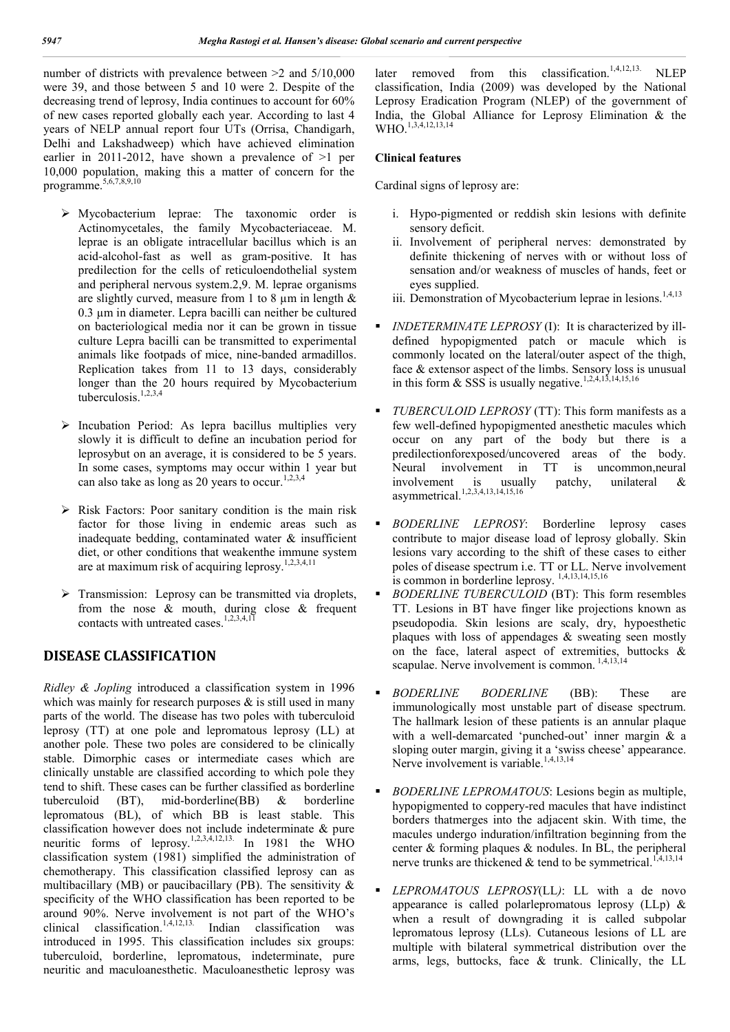number of districts with prevalence between >2 and 5/10,000 were 39, and those between 5 and 10 were 2. Despite of the decreasing trend of leprosy, India continues to account for 60% of new cases reported globally each year. According to last 4 years of NELP annual report four UTs (Orrisa, Chandigarh, Delhi and Lakshadweep) which have achieved elimination earlier in 2011-2012, have shown a prevalence of >1 per 10,000 population, making this a matter of concern for the programme.[5,6,7,8,9,10]

- Mycobacterium leprae: The taxonomic order is Actinomycetales, the family Mycobacteriaceae. M. leprae is an obligate intracellular bacillus which is an acid-alcohol-fast as well as gram-positive. It has predilection for the cells of reticuloendothelial system and peripheral nervous system.2,9. M. leprae organisms are slightly curved, measure from 1 to 8 µm in length & 0.3 µm in diameter. Lepra bacilli can neither be cultured on bacteriological media nor it can be grown in tissue culture Lepra bacilli can be transmitted to experimental animals like footpads of mice, nine-banded armadillos. Replication takes from 11 to 13 days, considerably longer than the 20 hours required by Mycobacterium tuberculosis.[1,2,3,4]
- Incubation Period: As lepra bacillus multiplies very slowly it is difficult to define an incubation period for leprosybut on an average, it is considered to be 5 years. In some cases, symptoms may occur within 1 year but can also take as long as 20 years to occur.[1,2,3,4]
- Risk Factors: Poor sanitary condition is the main risk factor for those living in endemic areas such as inadequate bedding, contaminated water & insufficient diet, or other conditions that weakenthe immune system are at maximum risk of acquiring leprosy.[1,2,3,4,11]
- Transmission: Leprosy can be transmitted via droplets, from the nose & mouth, during close & frequent contacts with untreated cases.[1,2,3,4,11]

## DISEASE CLASSIFICATION

*Ridley & Jopling* introduced a classification system in 1996 which was mainly for research purposes & is still used in many parts of the world. The disease has two poles with tuberculoid leprosy (TT) at one pole and lepromatous leprosy (LL) at another pole. These two poles are considered to be clinically stable. Dimorphic cases or intermediate cases which are clinically unstable are classified according to which pole they tend to shift. These cases can be further classified as borderline tuberculoid (BT), mid-borderline(BB) & borderline lepromatous (BL), of which BB is least stable. This classification however does not include indeterminate & pure neuritic forms of leprosy.[1,2,3,4,12,13.] In 1981 the WHO classification system (1981) simplified the administration of chemotherapy. This classification classified leprosy can as multibacillary (MB) or paucibacillary (PB). The sensitivity & specificity of the WHO classification has been reported to be around 90%. Nerve involvement is not part of the WHO's clinical classification.[1,4,12,13.] Indian classification was introduced in 1995. This classification includes six groups: tuberculoid, borderline, lepromatous, indeterminate, pure neuritic and maculoanesthetic. Maculoanesthetic leprosy was later removed from this classification.[1,4,12,13.] NLEP classification, India (2009) was developed by the National Leprosy Eradication Program (NLEP) of the government of India, the Global Alliance for Leprosy Elimination & the WHO.[1,3,4,12,13,14]

### Clinical features

Cardinal signs of leprosy are:

i. Hypo-pigmented or reddish skin lesions with definite sensory deficit.
ii. Involvement of peripheral nerves: demonstrated by definite thickening of nerves with or without loss of sensation and/or weakness of muscles of hands, feet or eyes supplied.
iii. Demonstration of Mycobacterium leprae in lesions.[1,4,13]

- *INDETERMINATE LEPROSY* (I): It is characterized by ill-defined hypopigmented patch or macule which is commonly located on the lateral/outer aspect of the thigh, face & extensor aspect of the limbs. Sensory loss is unusual in this form & SSS is usually negative.[1,2,4,13,14,15,16]
- *TUBERCULOID LEPROSY* (TT): This form manifests as a few well-defined hypopigmented anesthetic macules which occur on any part of the body but there is a predilectionforexposed/uncovered areas of the body. Neural involvement in TT is uncommon,neural involvement is usually patchy, unilateral & asymmetrical.[1,2,3,4,13,14,15,16]
- *BODERLINE LEPROSY*: Borderline leprosy cases contribute to major disease load of leprosy globally. Skin lesions vary according to the shift of these cases to either poles of disease spectrum i.e. TT or LL. Nerve involvement is common in borderline leprosy. [1,4,13,14,15,16]
- *BODERLINE TUBERCULOID* (BT): This form resembles TT. Lesions in BT have finger like projections known as pseudopodia. Skin lesions are scaly, dry, hypoesthetic plaques with loss of appendages & sweating seen mostly on the face, lateral aspect of extremities, buttocks & scapulae. Nerve involvement is common. [1,4,13,14]
- *BODERLINE BODERLINE* (BB): These are immunologically most unstable part of disease spectrum. The hallmark lesion of these patients is an annular plaque with a well-demarcated 'punched-out' inner margin & a sloping outer margin, giving it a 'swiss cheese' appearance. Nerve involvement is variable.[1,4,13,14]
- *BODERLINE LEPROMATOUS*: Lesions begin as multiple, hypopigmented to coppery-red macules that have indistinct borders thatmerges into the adjacent skin. With time, the macules undergo induration/infiltration beginning from the center & forming plaques & nodules. In BL, the peripheral nerve trunks are thickened & tend to be symmetrical.[1,4,13,14]
- *LEPROMATOUS LEPROSY*(LL): LL with a de novo appearance is called polarlepromatous leprosy (LLp) & when a result of downgrading it is called subpolar lepromatous leprosy (LLs). Cutaneous lesions of LL are multiple with bilateral symmetrical distribution over the arms, legs, buttocks, face & trunk. Clinically, the LL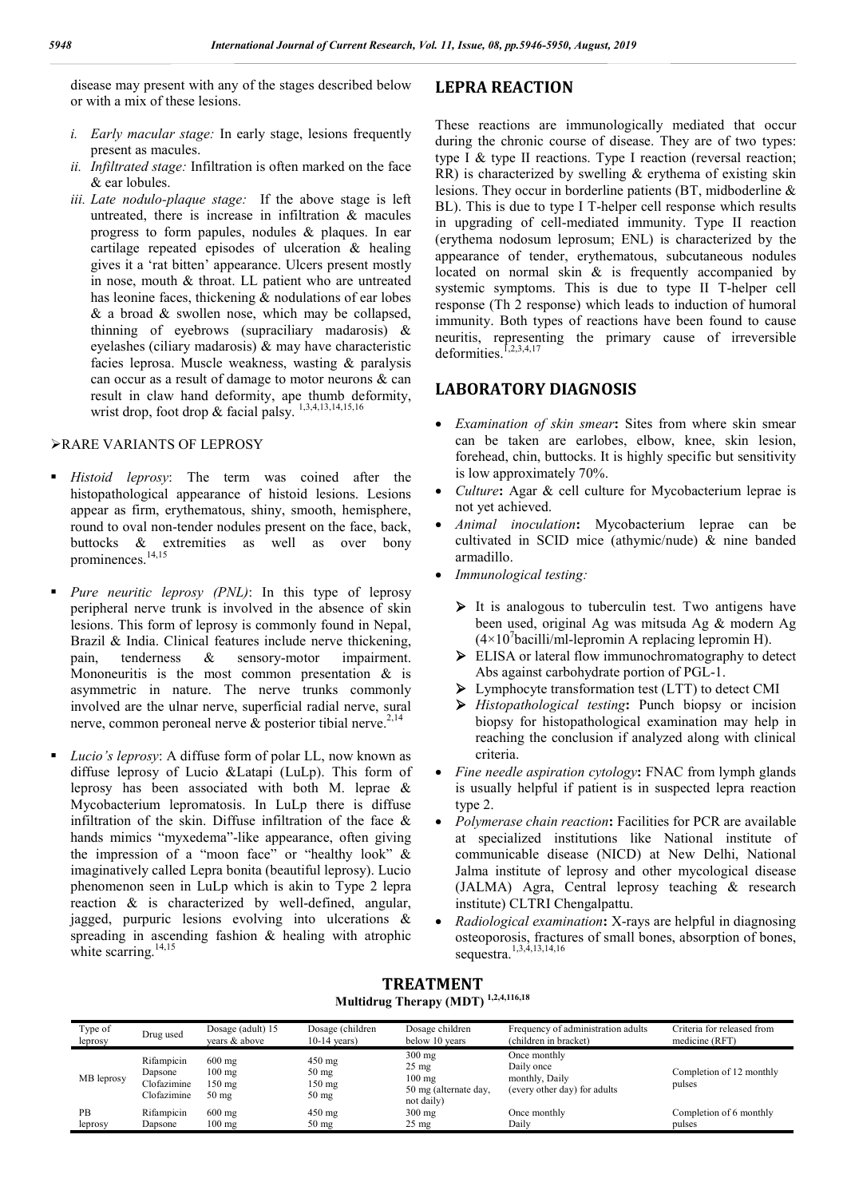disease may present with any of the stages described below or with a mix of these lesions.

i. *Early macular stage:* In early stage, lesions frequently present as macules.
ii. *Infiltrated stage:* Infiltration is often marked on the face & ear lobules.
iii. *Late nodulo-plaque stage:* If the above stage is left untreated, there is increase in infiltration & macules progress to form papules, nodules & plaques. In ear cartilage repeated episodes of ulceration & healing gives it a 'rat bitten' appearance. Ulcers present mostly in nose, mouth & throat. LL patient who are untreated has leonine faces, thickening & nodulations of ear lobes & a broad & swollen nose, which may be collapsed, thinning of eyebrows (supraciliary madarosis) & eyelashes (ciliary madarosis) & may have characteristic facies leprosa. Muscle weakness, wasting & paralysis can occur as a result of damage to motor neurons & can result in claw hand deformity, ape thumb deformity, wrist drop, foot drop & facial palsy. [1,3,4,13,14,15,16]

➢RARE VARIANTS OF LEPROSY

- *Histoid leprosy*: The term was coined after the histopathological appearance of histoid lesions. Lesions appear as firm, erythematous, shiny, smooth, hemisphere, round to oval non-tender nodules present on the face, back, buttocks & extremities as well as over bony prominences.[14,15]

- *Pure neuritic leprosy (PNL)*: In this type of leprosy peripheral nerve trunk is involved in the absence of skin lesions. This form of leprosy is commonly found in Nepal, Brazil & India. Clinical features include nerve thickening, pain, tenderness & sensory-motor impairment. Mononeuritis is the most common presentation & is asymmetric in nature. The nerve trunks commonly involved are the ulnar nerve, superficial radial nerve, sural nerve, common peroneal nerve & posterior tibial nerve.[2,14]

- *Lucio's leprosy*: A diffuse form of polar LL, now known as diffuse leprosy of Lucio &Latapi (LuLp). This form of leprosy has been associated with both M. leprae & Mycobacterium lepromatosis. In LuLp there is diffuse infiltration of the skin. Diffuse infiltration of the face & hands mimics "myxedema"-like appearance, often giving the impression of a "moon face" or "healthy look" & imaginatively called Lepra bonita (beautiful leprosy). Lucio phenomenon seen in LuLp which is akin to Type 2 lepra reaction & is characterized by well-defined, angular, jagged, purpuric lesions evolving into ulcerations & spreading in ascending fashion & healing with atrophic white scarring.[14,15]

## LEPRA REACTION

These reactions are immunologically mediated that occur during the chronic course of disease. They are of two types: type I & type II reactions. Type I reaction (reversal reaction; RR) is characterized by swelling & erythema of existing skin lesions. They occur in borderline patients (BT, midboderline & BL). This is due to type I T-helper cell response which results in upgrading of cell-mediated immunity. Type II reaction (erythema nodosum leprosum; ENL) is characterized by the appearance of tender, erythematous, subcutaneous nodules located on normal skin & is frequently accompanied by systemic symptoms. This is due to type II T-helper cell response (Th 2 response) which leads to induction of humoral immunity. Both types of reactions have been found to cause neuritis, representing the primary cause of irreversible deformities.[1,2,3,4,17]

## LABORATORY DIAGNOSIS

- *Examination of skin smear*: Sites from where skin smear can be taken are earlobes, elbow, knee, skin lesion, forehead, chin, buttocks. It is highly specific but sensitivity is low approximately 70%.
- *Culture*: Agar & cell culture for Mycobacterium leprae is not yet achieved.
- *Animal inoculation*: Mycobacterium leprae can be cultivated in SCID mice (athymic/nude) & nine banded armadillo.
- *Immunological testing:*
    - ➢ It is analogous to tuberculin test. Two antigens have been used, original Ag was mitsuda Ag & modern Ag ($4\times10^7$bacilli/ml-lepromin A replacing lepromin H).
    - ➢ ELISA or lateral flow immunochromatography to detect Abs against carbohydrate portion of PGL-1.
    - ➢ Lymphocyte transformation test (LTT) to detect CMI
    - ➢ *Histopathological testing*: Punch biopsy or incision biopsy for histopathological examination may help in reaching the conclusion if analyzed along with clinical criteria.
- *Fine needle aspiration cytology*: FNAC from lymph glands is usually helpful if patient is in suspected lepra reaction type 2.
- *Polymerase chain reaction*: Facilities for PCR are available at specialized institutions like National institute of communicable disease (NICD) at New Delhi, National Jalma institute of leprosy and other mycological disease (JALMA) Agra, Central leprosy teaching & research institute) CLTRI Chengalpattu.
- *Radiological examination*: X-rays are helpful in diagnosing osteoporosis, fractures of small bones, absorption of bones, sequestra.[1,3,4,13,14,16]

## TREATMENT

**Multidrug Therapy (MDT) [1,2,4,116,18]**

| Type of leprosy | Drug used | Dosage (adult) 15 years & above | Dosage (children 10-14 years) | Dosage children below 10 years | Frequency of administration adults (children in bracket) | Criteria for released from medicine (RFT) |
|---|---|---|---|---|---|---|
| MB leprosy | Rifampicin<br>Dapsone<br>Clofazimine<br>Clofazimine | 600 mg<br>100 mg<br>150 mg<br>50 mg | 450 mg<br>50 mg<br>150 mg<br>50 mg | 300 mg<br>25 mg<br>100 mg<br>50 mg (alternate day, not daily) | Once monthly<br>Daily once<br>monthly, Daily<br>(every other day) for adults | Completion of 12 monthly pulses |
| PB leprosy | Rifampicin<br>Dapsone | 600 mg<br>100 mg | 450 mg<br>50 mg | 300 mg<br>25 mg | Once monthly<br>Daily | Completion of 6 monthly pulses |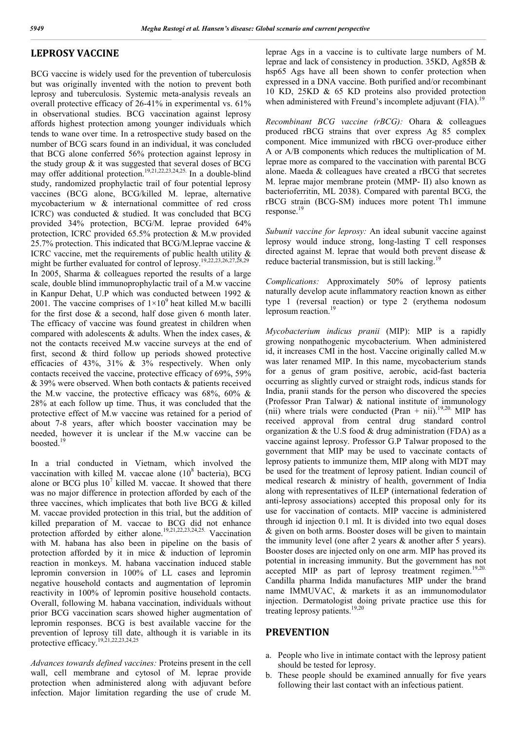## LEPROSY VACCINE

BCG vaccine is widely used for the prevention of tuberculosis but was originally invented with the notion to prevent both leprosy and tuberculosis. Systemic meta-analysis reveals an overall protective efficacy of 26-41% in experimental vs. 61% in observational studies. BCG vaccination against leprosy affords highest protection among younger individuals which tends to wane over time. In a retrospective study based on the number of BCG scars found in an individual, it was concluded that BCG alone conferred 56% protection against leprosy in the study group & it was suggested that several doses of BCG may offer additional protection.[19,21,22,23,24,25.] In a double-blind study, randomized prophylactic trail of four potential leprosy vaccines (BCG alone, BCG/killed M. leprae, alternative mycobacterium w & international committee of red cross ICRC) was conducted & studied. It was concluded that BCG provided 34% protection, BCG/M. leprae provided 64% protection, ICRC provided 65.5% protection & M.w provided 25.7% protection. This indicated that BCG/M.leprae vaccine & ICRC vaccine, met the requirements of public health utility & might be further evaluated for control of leprosy.[19,22,23,26,27,28,29]
In 2005, Sharma & colleagues reported the results of a large scale, double blind immunoprophylactic trail of a M.w vaccine in Kanpur Dehat, U.P which was conducted between 1992 & 2001. The vaccine comprises of $1\times10^9$ heat killed M.w bacilli for the first dose & a second, half dose given 6 month later. The efficacy of vaccine was found greatest in children when compared with adolescents & adults. When the index cases, & not the contacts received M.w vaccine surveys at the end of first, second & third follow up periods showed protective efficacies of 43%, 31% & 3% respectively. When only contacts received the vaccine, protective efficacy of 69%, 59% & 39% were observed. When both contacts & patients received the M.w vaccine, the protective efficacy was 68%, 60% & 28% at each follow up time. Thus, it was concluded that the protective effect of M.w vaccine was retained for a period of about 7-8 years, after which booster vaccination may be needed, however it is unclear if the M.w vaccine can be boosted.[19]

In a trial conducted in Vietnam, which involved the vaccination with killed M. vaccae alone ($10^8$ bacteria), BCG alone or BCG plus $10^7$ killed M. vaccae. It showed that there was no major difference in protection afforded by each of the three vaccines, which implicates that both live BCG & killed M. vaccae provided protection in this trial, but the addition of killed preparation of M. vaccae to BCG did not enhance protection afforded by either alone.[19,21,22,23,24,25.] Vaccination with M. habana has also been in pipeline on the basis of protection afforded by it in mice & induction of lepromin reaction in monkeys. M. habana vaccination induced stable lepromin conversion in 100% of LL cases and lepromin negative household contacts and augmentation of lepromin reactivity in 100% of lepromin positive household contacts. Overall, following M. habana vaccination, individuals without prior BCG vaccination scars showed higher augmentation of lepromin responses. BCG is best available vaccine for the prevention of leprosy till date, although it is variable in its protective efficacy.[19,21,22,23,24,25]

*Advances towards defined vaccines:* Proteins present in the cell wall, cell membrane and cytosol of M. leprae provide protection when administered along with adjuvant before infection. Major limitation regarding the use of crude M. leprae Ags in a vaccine is to cultivate large numbers of M. leprae and lack of consistency in production. 35KD, Ag85B & hsp65 Ags have all been shown to confer protection when expressed in a DNA vaccine. Both purified and/or recombinant 10 KD, 25KD & 65 KD proteins also provided protection when administered with Freund's incomplete adjuvant (FIA).[19]

*Recombinant BCG vaccine (rBCG):* Ohara & colleagues produced rBCG strains that over express Ag 85 complex component. Mice immunized with rBCG over-produce either A or A/B components which reduces the multiplication of M. leprae more as compared to the vaccination with parental BCG alone. Maeda & colleagues have created a rBCG that secretes M. leprae major membrane protein (MMP- II) also known as bacterioferritin, ML 2038). Compared with parental BCG, the rBCG strain (BCG-SM) induces more potent Th1 immune response.[19]

*Subunit vaccine for leprosy:* An ideal subunit vaccine against leprosy would induce strong, long-lasting T cell responses directed against M. leprae that would both prevent disease & reduce bacterial transmission, but is still lacking.[19]

*Complications:* Approximately 50% of leprosy patients naturally develop acute inflammatory reaction known as either type 1 (reversal reaction) or type 2 (erythema nodosum leprosum reaction.[19]

*Mycobacterium indicus pranii* (MIP): MIP is a rapidly growing nonpathogenic mycobacterium. When administered id, it increases CMI in the host. Vaccine originally called M.w was later renamed MIP. In this name, mycobacterium stands for a genus of gram positive, aerobic, acid-fast bacteria occurring as slightly curved or straight rods, indicus stands for India, pranii stands for the person who discovered the species (Professor Pran Talwar) & national institute of immunology (nii) where trials were conducted (Pran + nii).[19,20.] MIP has received approval from central drug standard control organization & the U.S food & drug administration (FDA) as a vaccine against leprosy. Professor G.P Talwar proposed to the government that MIP may be used to vaccinate contacts of leprosy patients to immunize them, MIP along with MDT may be used for the treatment of leprosy patient. Indian council of medical research & ministry of health, government of India along with representatives of ILEP (international federation of anti-leprosy associations) accepted this proposal only for its use for vaccination of contacts. MIP vaccine is administered through id injection 0.1 ml. It is divided into two equal doses & given on both arms. Booster doses will be given to maintain the immunity level (one after 2 years & another after 5 years). Booster doses are injected only on one arm. MIP has proved its potential in increasing immunity. But the government has not accepted MIP as part of leprosy treatment regimen.[19,20.] Candilla pharma Indida manufactures MIP under the brand name IMMUVAC, & markets it as an immunomodulator injection. Dermatologist doing private practice use this for treating leprosy patients.[19,20]

## PREVENTION

a. People who live in intimate contact with the leprosy patient should be tested for leprosy.
b. These people should be examined annually for five years following their last contact with an infectious patient.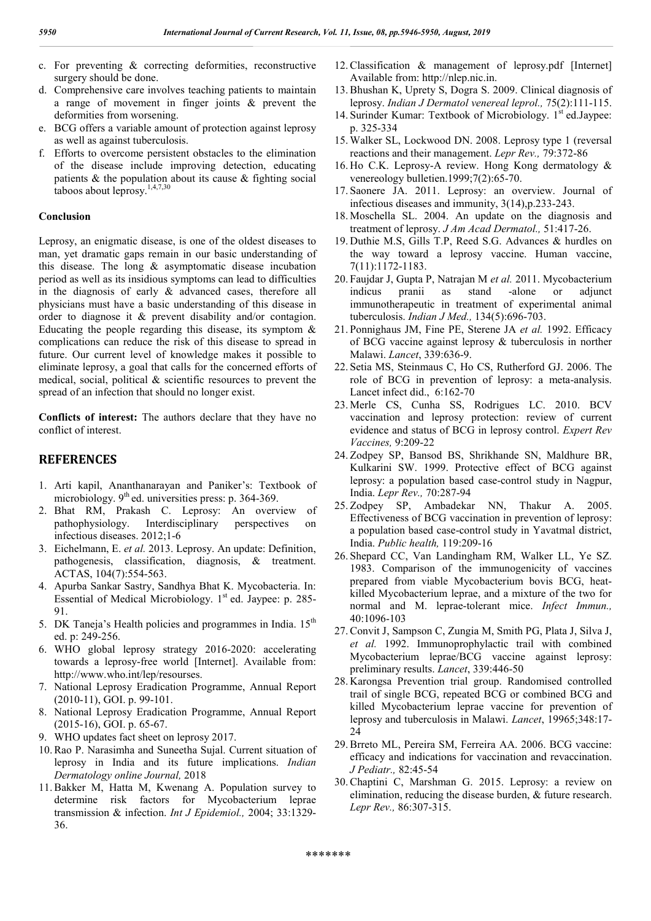c. For preventing & correcting deformities, reconstructive surgery should be done.
d. Comprehensive care involves teaching patients to maintain a range of movement in finger joints & prevent the deformities from worsening.
e. BCG offers a variable amount of protection against leprosy as well as against tuberculosis.
f. Efforts to overcome persistent obstacles to the elimination of the disease include improving detection, educating patients & the population about its cause & fighting social taboos about leprosy.[1,4,7,30]

**Conclusion**

Leprosy, an enigmatic disease, is one of the oldest diseases to man, yet dramatic gaps remain in our basic understanding of this disease. The long & asymptomatic disease incubation period as well as its insidious symptoms can lead to difficulties in the diagnosis of early & advanced cases, therefore all physicians must have a basic understanding of this disease in order to diagnose it & prevent disability and/or contagion. Educating the people regarding this disease, its symptom & complications can reduce the risk of this disease to spread in future. Our current level of knowledge makes it possible to eliminate leprosy, a goal that calls for the concerned efforts of medical, social, political & scientific resources to prevent the spread of an infection that should no longer exist.

**Conflicts of interest:** The authors declare that they have no conflict of interest.

## REFERENCES

1. Arti kapil, Ananthanarayan and Paniker's: Textbook of microbiology. 9th ed. universities press: p. 364-369.
2. Bhat RM, Prakash C. Leprosy: An overview of pathophysiology. Interdisciplinary perspectives on infectious diseases. 2012;1-6
3. Eichelmann, E. *et al.* 2013. Leprosy. An update: Definition, pathogenesis, classification, diagnosis, & treatment. ACTAS, 104(7):554-563.
4. Apurba Sankar Sastry, Sandhya Bhat K. Mycobacteria. In: Essential of Medical Microbiology. 1st ed. Jaypee: p. 285-91.
5. DK Taneja's Health policies and programmes in India. 15th ed. p: 249-256.
6. WHO global leprosy strategy 2016-2020: accelerating towards a leprosy-free world [Internet]. Available from: http://www.who.int/lep/resourses.
7. National Leprosy Eradication Programme, Annual Report (2010-11), GOI. p. 99-101.
8. National Leprosy Eradication Programme, Annual Report (2015-16), GOI. p. 65-67.
9. WHO updates fact sheet on leprosy 2017.
10. Rao P. Narasimha and Suneetha Sujal. Current situation of leprosy in India and its future implications. *Indian Dermatology online Journal,* 2018
11. Bakker M, Hatta M, Kwenang A. Population survey to determine risk factors for Mycobacterium leprae transmission & infection. *Int J Epidemiol.,* 2004; 33:1329-36.
12. Classification & management of leprosy.pdf [Internet] Available from: http://nlep.nic.in.
13. Bhushan K, Uprety S, Dogra S. 2009. Clinical diagnosis of leprosy. *Indian J Dermatol venereal leprol.,* 75(2):111-115.
14. Surinder Kumar: Textbook of Microbiology. 1st ed.Jaypee: p. 325-334
15. Walker SL, Lockwood DN. 2008. Leprosy type 1 (reversal reactions and their management. *Lepr Rev.,* 79:372-86
16. Ho C.K. Leprosy-A review. Hong Kong dermatology & venereology bulletien.1999;7(2):65-70.
17. Saonere JA. 2011. Leprosy: an overview. Journal of infectious diseases and immunity, 3(14),p.233-243.
18. Moschella SL. 2004. An update on the diagnosis and treatment of leprosy. *J Am Acad Dermatol.,* 51:417-26.
19. Duthie M.S, Gills T.P, Reed S.G. Advances & hurdles on the way toward a leprosy vaccine. Human vaccine, 7(11):1172-1183.
20. Faujdar J, Gupta P, Natrajan M *et al.* 2011. Mycobacterium indicus pranii as stand -alone or adjunct immunotherapeutic in treatment of experimental animal tuberculosis. *Indian J Med.,* 134(5):696-703.
21. Ponnighaus JM, Fine PE, Sterene JA *et al.* 1992. Efficacy of BCG vaccine against leprosy & tuberculosis in norther Malawi. *Lancet*, 339:636-9.
22. Setia MS, Steinmaus C, Ho CS, Rutherford GJ. 2006. The role of BCG in prevention of leprosy: a meta-analysis. Lancet infect did., 6:162-70
23. Merle CS, Cunha SS, Rodrigues LC. 2010. BCV vaccination and leprosy protection: review of current evidence and status of BCG in leprosy control. *Expert Rev Vaccines,* 9:209-22
24. Zodpey SP, Bansod BS, Shrikhande SN, Maldhure BR, Kulkarini SW. 1999. Protective effect of BCG against leprosy: a population based case-control study in Nagpur, India. *Lepr Rev.,* 70:287-94
25. Zodpey SP, Ambadekar NN, Thakur A. 2005. Effectiveness of BCG vaccination in prevention of leprosy: a population based case-control study in Yavatmal district, India. *Public health,* 119:209-16
26. Shepard CC, Van Landingham RM, Walker LL, Ye SZ. 1983. Comparison of the immunogenicity of vaccines prepared from viable Mycobacterium bovis BCG, heat-killed Mycobacterium leprae, and a mixture of the two for normal and M. leprae-tolerant mice. *Infect Immun.,* 40:1096-103
27. Convit J, Sampson C, Zungia M, Smith PG, Plata J, Silva J, *et al.* 1992. Immunoprophylactic trail with combined Mycobacterium leprae/BCG vaccine against leprosy: preliminary results. *Lancet*, 339:446-50
28. Karongsa Prevention trial group. Randomised controlled trail of single BCG, repeated BCG or combined BCG and killed Mycobacterium leprae vaccine for prevention of leprosy and tuberculosis in Malawi. *Lancet*, 19965;348:17-24
29. Brreto ML, Pereira SM, Ferreira AA. 2006. BCG vaccine: efficacy and indications for vaccination and revaccination. *J Pediatr.,* 82:45-54
30. Chaptini C, Marshman G. 2015. Leprosy: a review on elimination, reducing the disease burden, & future research. *Lepr Rev.,* 86:307-315.

\*\*\*\*\*\*\*